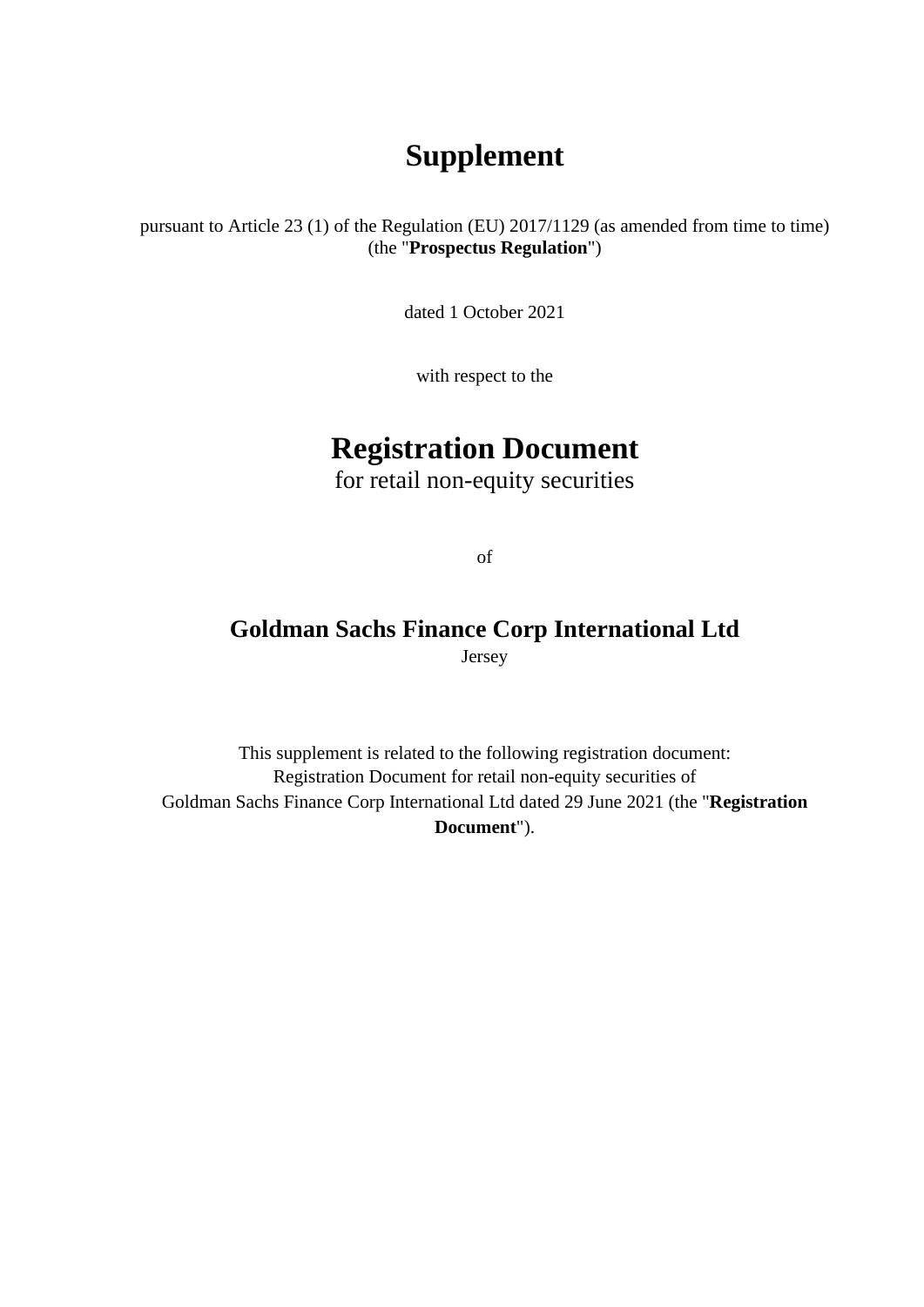# Supplement

pursuant to Article 23 (1) of the Regulation (EU) 2017/1129 (as amended from time to time) (the "**Prospectus Regulation**")

dated 1 October 2021

with respect to the

# Registration Document

for retail non-equity securities

of

## Goldman Sachs Finance Corp International Ltd

Jersey

This supplement is related to the following registration document:
Registration Document for retail non-equity securities of
Goldman Sachs Finance Corp International Ltd dated 29 June 2021 (the "**Registration Document**").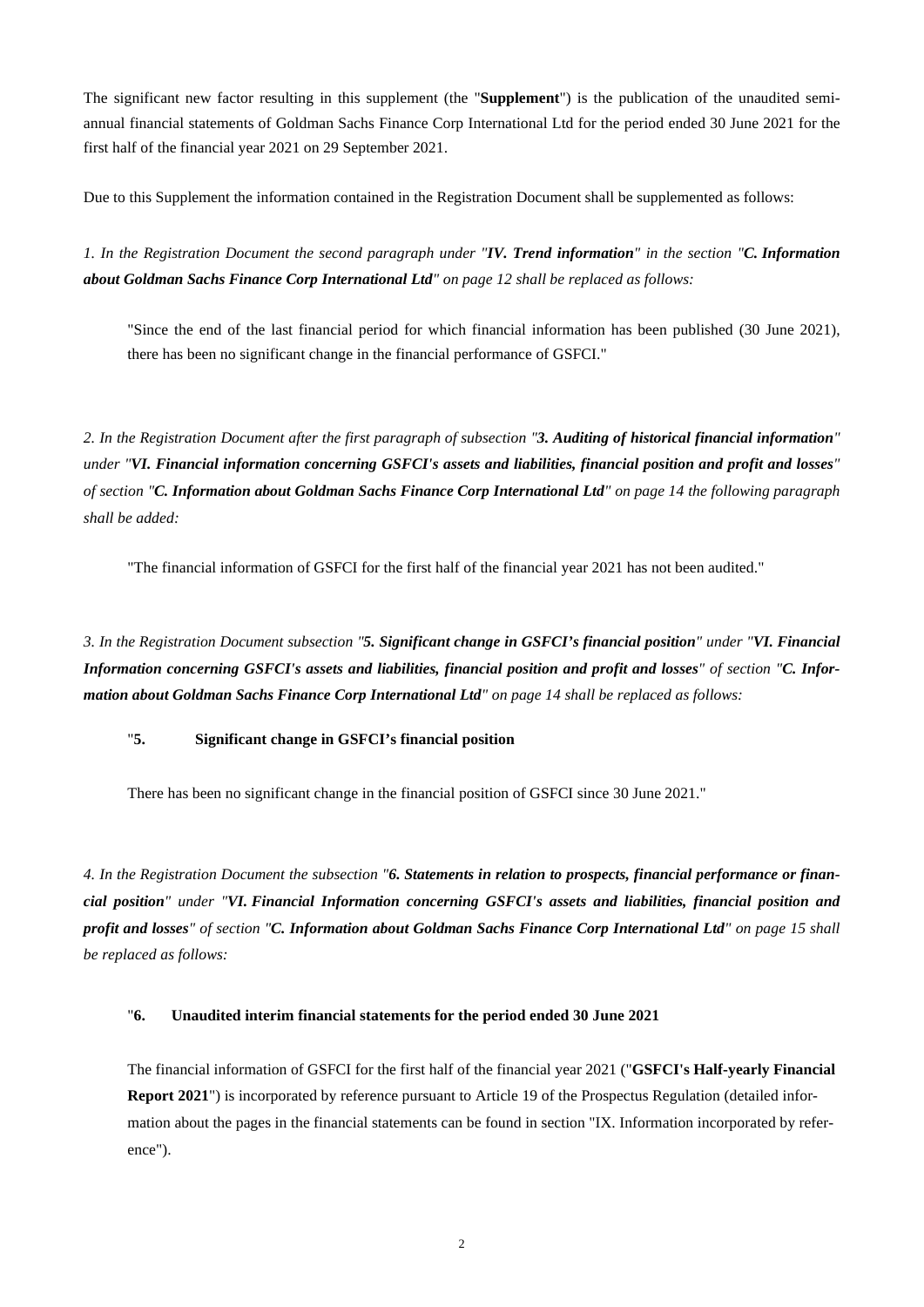The significant new factor resulting in this supplement (the "**Supplement**") is the publication of the unaudited semi-annual financial statements of Goldman Sachs Finance Corp International Ltd for the period ended 30 June 2021 for the first half of the financial year 2021 on 29 September 2021.

Due to this Supplement the information contained in the Registration Document shall be supplemented as follows:

*1. In the Registration Document the second paragraph under "**IV. Trend information**" in the section "**C. Information about Goldman Sachs Finance Corp International Ltd**" on page 12 shall be replaced as follows:*

> "Since the end of the last financial period for which financial information has been published (30 June 2021), there has been no significant change in the financial performance of GSFCI."

*2. In the Registration Document after the first paragraph of subsection "**3. Auditing of historical financial information**" under "**VI. Financial information concerning GSFCI's assets and liabilities, financial position and profit and losses**" of section "**C. Information about Goldman Sachs Finance Corp International Ltd**" on page 14 the following paragraph shall be added:*

> "The financial information of GSFCI for the first half of the financial year 2021 has not been audited."

*3. In the Registration Document subsection "**5. Significant change in GSFCI's financial position**" under "**VI. Financial Information concerning GSFCI's assets and liabilities, financial position and profit and losses**" of section "**C. Information about Goldman Sachs Finance Corp International Ltd**" on page 14 shall be replaced as follows:*

> "**5. Significant change in GSFCI's financial position**
>
> There has been no significant change in the financial position of GSFCI since 30 June 2021."

*4. In the Registration Document the subsection "**6. Statements in relation to prospects, financial performance or financial position**" under "**VI. Financial Information concerning GSFCI's assets and liabilities, financial position and profit and losses**" of section "**C. Information about Goldman Sachs Finance Corp International Ltd**" on page 15 shall be replaced as follows:*

> "**6. Unaudited interim financial statements for the period ended 30 June 2021**
>
> The financial information of GSFCI for the first half of the financial year 2021 ("**GSFCI's Half-yearly Financial Report 2021**") is incorporated by reference pursuant to Article 19 of the Prospectus Regulation (detailed information about the pages in the financial statements can be found in section "IX. Information incorporated by reference").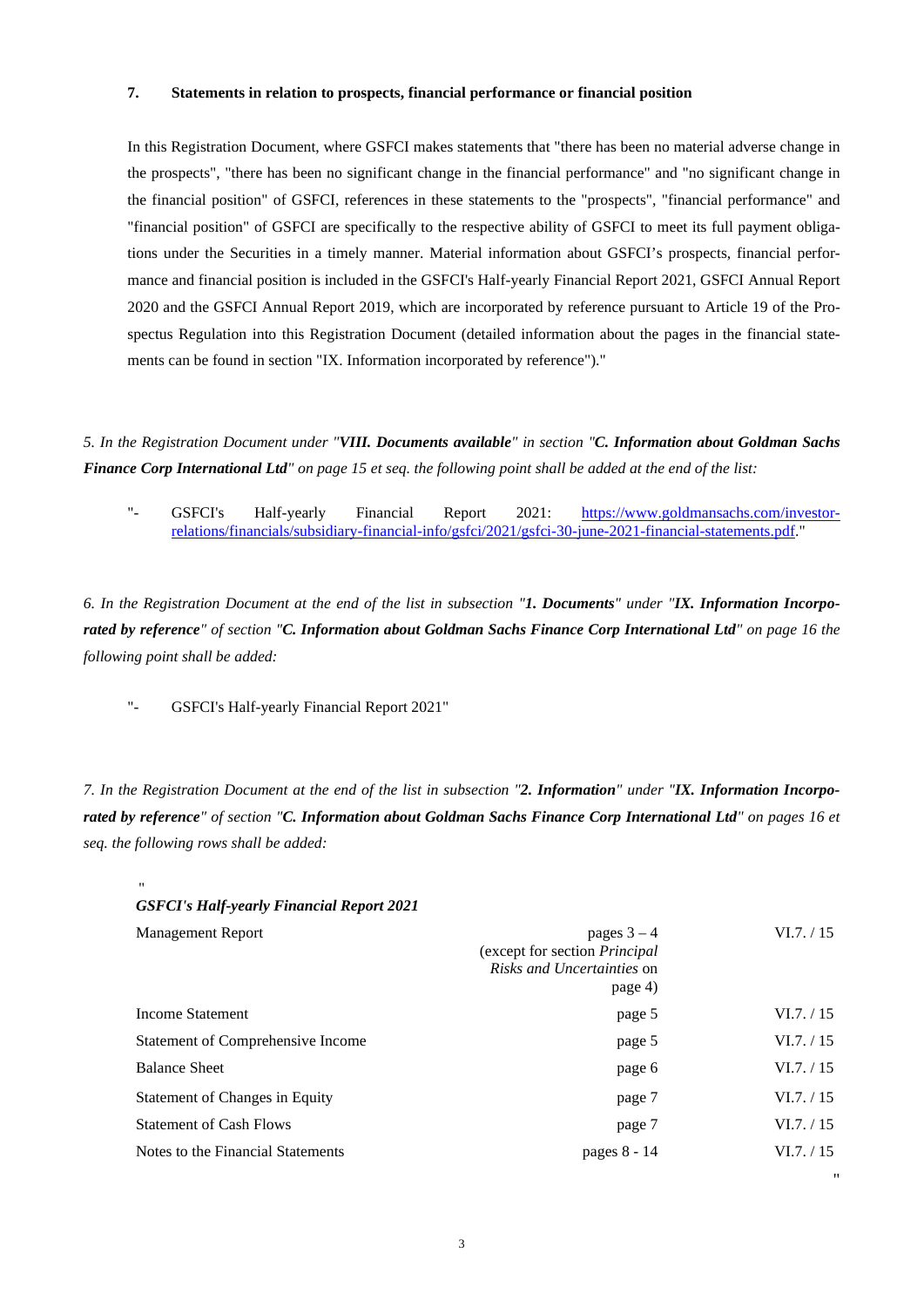**7. Statements in relation to prospects, financial performance or financial position**

In this Registration Document, where GSFCI makes statements that "there has been no material adverse change in the prospects", "there has been no significant change in the financial performance" and "no significant change in the financial position" of GSFCI, references in these statements to the "prospects", "financial performance" and "financial position" of GSFCI are specifically to the respective ability of GSFCI to meet its full payment obligations under the Securities in a timely manner. Material information about GSFCI's prospects, financial performance and financial position is included in the GSFCI's Half-yearly Financial Report 2021, GSFCI Annual Report 2020 and the GSFCI Annual Report 2019, which are incorporated by reference pursuant to Article 19 of the Prospectus Regulation into this Registration Document (detailed information about the pages in the financial statements can be found in section "IX. Information incorporated by reference")."

*5. In the Registration Document under "**VIII. Documents available**" in section "**C. Information about Goldman Sachs Finance Corp International Ltd**" on page 15 et seq. the following point shall be added at the end of the list:*

"- GSFCI's Half-yearly Financial Report 2021: https://www.goldmansachs.com/investor-relations/financials/subsidiary-financial-info/gsfci/2021/gsfci-30-june-2021-financial-statements.pdf."

*6. In the Registration Document at the end of the list in subsection "**1. Documents**" under "**IX. Information Incorporated by reference**" of section "**C. Information about Goldman Sachs Finance Corp International Ltd**" on page 16 the following point shall be added:*

"- GSFCI's Half-yearly Financial Report 2021"

*7. In the Registration Document at the end of the list in subsection "**2. Information**" under "**IX. Information Incorporated by reference**" of section "**C. Information about Goldman Sachs Finance Corp International Ltd**" on pages 16 et seq. the following rows shall be added:*

"

| ***GSFCI's Half-yearly Financial Report 2021*** | | |
|---|---|---|
| Management Report | pages 3 – 4 (except for section *Principal Risks and Uncertainties* on page 4) | VI.7. / 15 |
| Income Statement | page 5 | VI.7. / 15 |
| Statement of Comprehensive Income | page 5 | VI.7. / 15 |
| Balance Sheet | page 6 | VI.7. / 15 |
| Statement of Changes in Equity | page 7 | VI.7. / 15 |
| Statement of Cash Flows | page 7 | VI.7. / 15 |
| Notes to the Financial Statements | pages 8 - 14 | VI.7. / 15 |

"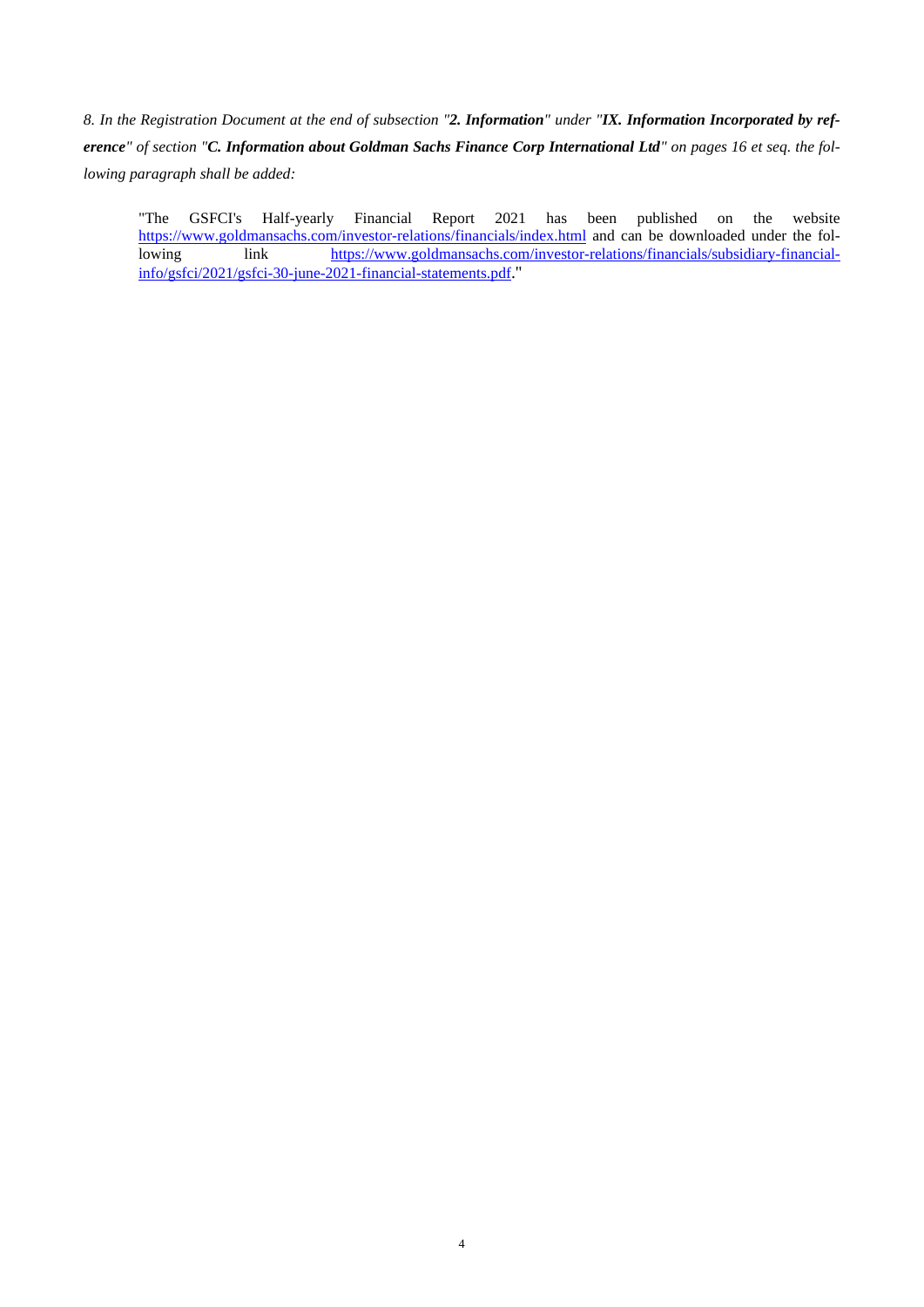*8. In the Registration Document at the end of subsection "**2. Information**" under "**IX. Information Incorporated by reference**" of section "**C. Information about Goldman Sachs Finance Corp International Ltd**" on pages 16 et seq. the following paragraph shall be added:*

> "The GSFCI's Half-yearly Financial Report 2021 has been published on the website https://www.goldmansachs.com/investor-relations/financials/index.html and can be downloaded under the following link https://www.goldmansachs.com/investor-relations/financials/subsidiary-financial-info/gsfci/2021/gsfci-30-june-2021-financial-statements.pdf."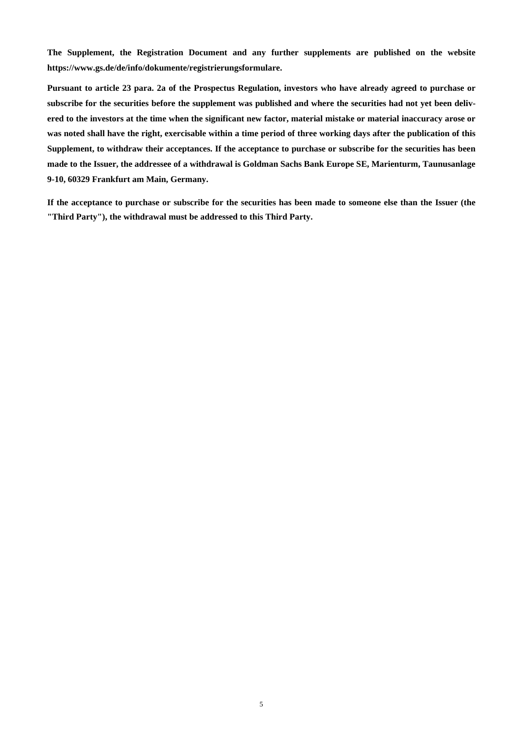**The Supplement, the Registration Document and any further supplements are published on the website https://www.gs.de/de/info/dokumente/registrierungsformulare.**

**Pursuant to article 23 para. 2a of the Prospectus Regulation, investors who have already agreed to purchase or subscribe for the securities before the supplement was published and where the securities had not yet been delivered to the investors at the time when the significant new factor, material mistake or material inaccuracy arose or was noted shall have the right, exercisable within a time period of three working days after the publication of this Supplement, to withdraw their acceptances. If the acceptance to purchase or subscribe for the securities has been made to the Issuer, the addressee of a withdrawal is Goldman Sachs Bank Europe SE, Marienturm, Taunusanlage 9-10, 60329 Frankfurt am Main, Germany.**

**If the acceptance to purchase or subscribe for the securities has been made to someone else than the Issuer (the "Third Party"), the withdrawal must be addressed to this Third Party.**